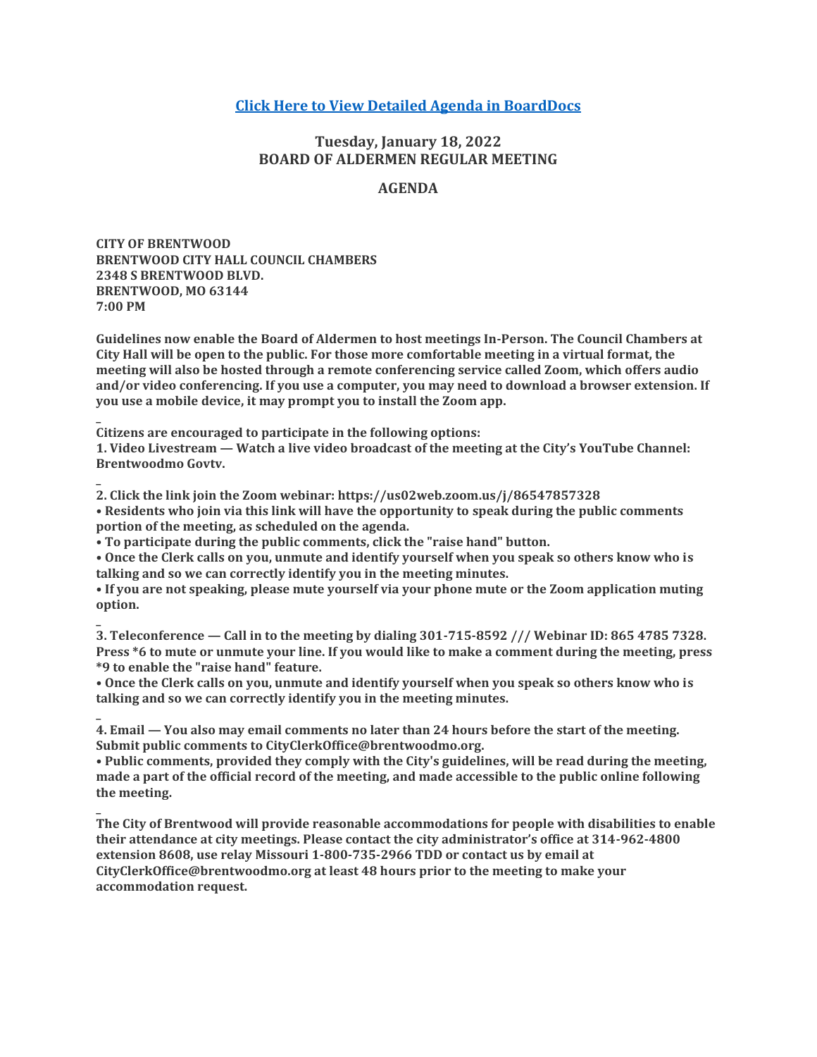**[Click Here to View Detailed Agenda in BoardDocs]**

## Tuesday, January 18, 2022
## BOARD OF ALDERMEN REGULAR MEETING

## AGENDA

**CITY OF BRENTWOOD**
**BRENTWOOD CITY HALL COUNCIL CHAMBERS**
**2348 S BRENTWOOD BLVD.**
**BRENTWOOD, MO 63144**
**7:00 PM**

**Guidelines now enable the Board of Aldermen to host meetings In-Person. The Council Chambers at City Hall will be open to the public. For those more comfortable meeting in a virtual format, the meeting will also be hosted through a remote conferencing service called Zoom, which offers audio and/or video conferencing. If you use a computer, you may need to download a browser extension. If you use a mobile device, it may prompt you to install the Zoom app.**

**Citizens are encouraged to participate in the following options:**
**1. Video Livestream — Watch a live video broadcast of the meeting at the City's YouTube Channel: Brentwoodmo Govtv.**

**2. Click the link join the Zoom webinar: https://us02web.zoom.us/j/86547857328**
**• Residents who join via this link will have the opportunity to speak during the public comments portion of the meeting, as scheduled on the agenda.**
**• To participate during the public comments, click the "raise hand" button.**
**• Once the Clerk calls on you, unmute and identify yourself when you speak so others know who is talking and so we can correctly identify you in the meeting minutes.**
**• If you are not speaking, please mute yourself via your phone mute or the Zoom application muting option.**

**3. Teleconference — Call in to the meeting by dialing 301-715-8592 /// Webinar ID: 865 4785 7328. Press *6 to mute or unmute your line. If you would like to make a comment during the meeting, press *9 to enable the "raise hand" feature.**
**• Once the Clerk calls on you, unmute and identify yourself when you speak so others know who is talking and so we can correctly identify you in the meeting minutes.**

**4. Email — You also may email comments no later than 24 hours before the start of the meeting. Submit public comments to CityClerkOffice@brentwoodmo.org.**
**• Public comments, provided they comply with the City's guidelines, will be read during the meeting, made a part of the official record of the meeting, and made accessible to the public online following the meeting.**

**The City of Brentwood will provide reasonable accommodations for people with disabilities to enable their attendance at city meetings. Please contact the city administrator's office at 314-962-4800 extension 8608, use relay Missouri 1-800-735-2966 TDD or contact us by email at CityClerkOffice@brentwoodmo.org at least 48 hours prior to the meeting to make your accommodation request.**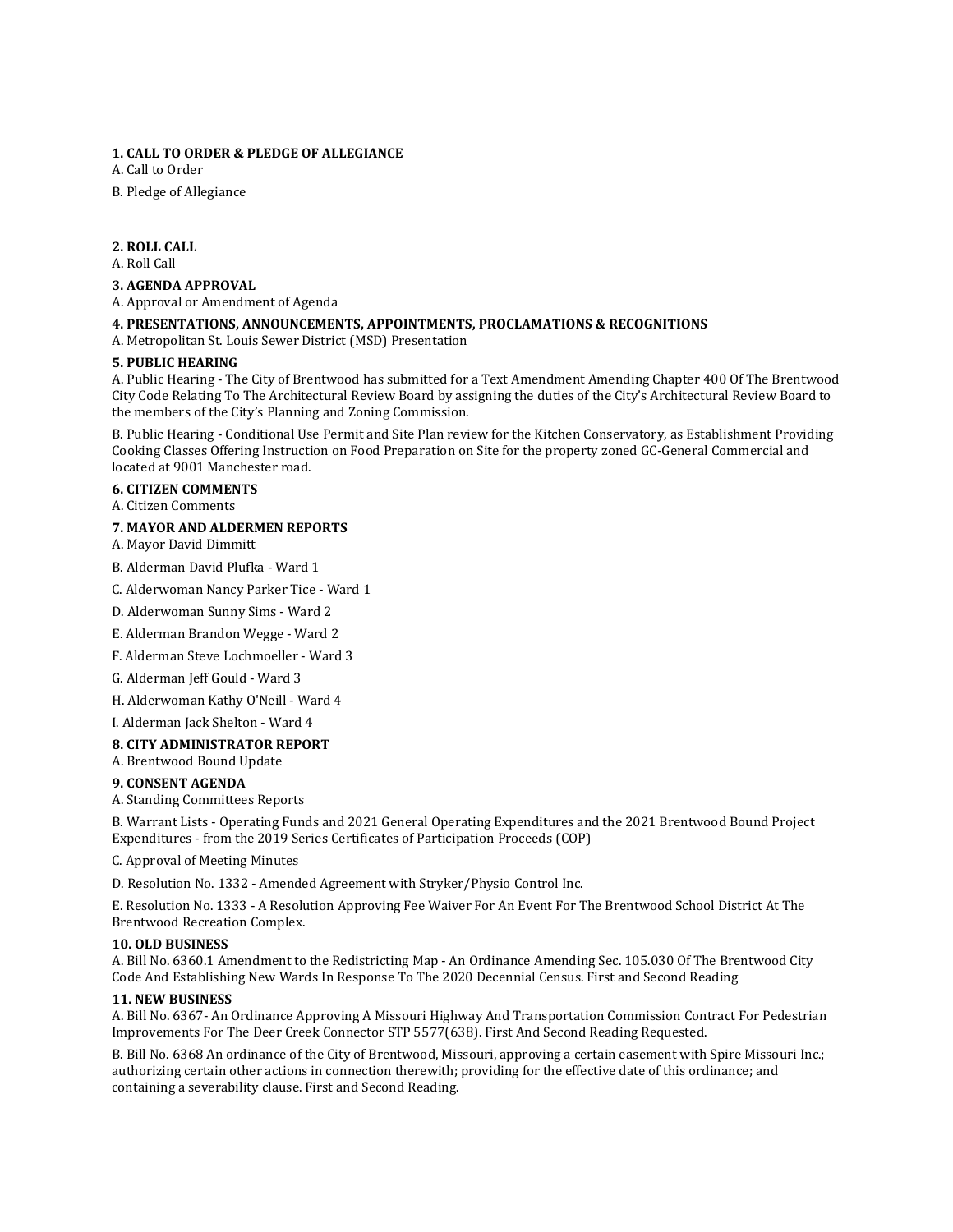**1. CALL TO ORDER & PLEDGE OF ALLEGIANCE**

A. Call to Order

B. Pledge of Allegiance

**2. ROLL CALL**

A. Roll Call

**3. AGENDA APPROVAL**

A. Approval or Amendment of Agenda

**4. PRESENTATIONS, ANNOUNCEMENTS, APPOINTMENTS, PROCLAMATIONS & RECOGNITIONS**

A. Metropolitan St. Louis Sewer District (MSD) Presentation

**5. PUBLIC HEARING**

A. Public Hearing - The City of Brentwood has submitted for a Text Amendment Amending Chapter 400 Of The Brentwood City Code Relating To The Architectural Review Board by assigning the duties of the City's Architectural Review Board to the members of the City's Planning and Zoning Commission.

B. Public Hearing - Conditional Use Permit and Site Plan review for the Kitchen Conservatory, as Establishment Providing Cooking Classes Offering Instruction on Food Preparation on Site for the property zoned GC-General Commercial and located at 9001 Manchester road.

**6. CITIZEN COMMENTS**

A. Citizen Comments

**7. MAYOR AND ALDERMEN REPORTS**

A. Mayor David Dimmitt

B. Alderman David Plufka - Ward 1

C. Alderwoman Nancy Parker Tice - Ward 1

D. Alderwoman Sunny Sims - Ward 2

E. Alderman Brandon Wegge - Ward 2

F. Alderman Steve Lochmoeller - Ward 3

G. Alderman Jeff Gould - Ward 3

H. Alderwoman Kathy O'Neill - Ward 4

I. Alderman Jack Shelton - Ward 4

**8. CITY ADMINISTRATOR REPORT**

A. Brentwood Bound Update

**9. CONSENT AGENDA**

A. Standing Committees Reports

B. Warrant Lists - Operating Funds and 2021 General Operating Expenditures and the 2021 Brentwood Bound Project Expenditures - from the 2019 Series Certificates of Participation Proceeds (COP)

C. Approval of Meeting Minutes

D. Resolution No. 1332 - Amended Agreement with Stryker/Physio Control Inc.

E. Resolution No. 1333 - A Resolution Approving Fee Waiver For An Event For The Brentwood School District At The Brentwood Recreation Complex.

**10. OLD BUSINESS**

A. Bill No. 6360.1 Amendment to the Redistricting Map - An Ordinance Amending Sec. 105.030 Of The Brentwood City Code And Establishing New Wards In Response To The 2020 Decennial Census. First and Second Reading

**11. NEW BUSINESS**

A. Bill No. 6367- An Ordinance Approving A Missouri Highway And Transportation Commission Contract For Pedestrian Improvements For The Deer Creek Connector STP 5577(638). First And Second Reading Requested.

B. Bill No. 6368 An ordinance of the City of Brentwood, Missouri, approving a certain easement with Spire Missouri Inc.; authorizing certain other actions in connection therewith; providing for the effective date of this ordinance; and containing a severability clause. First and Second Reading.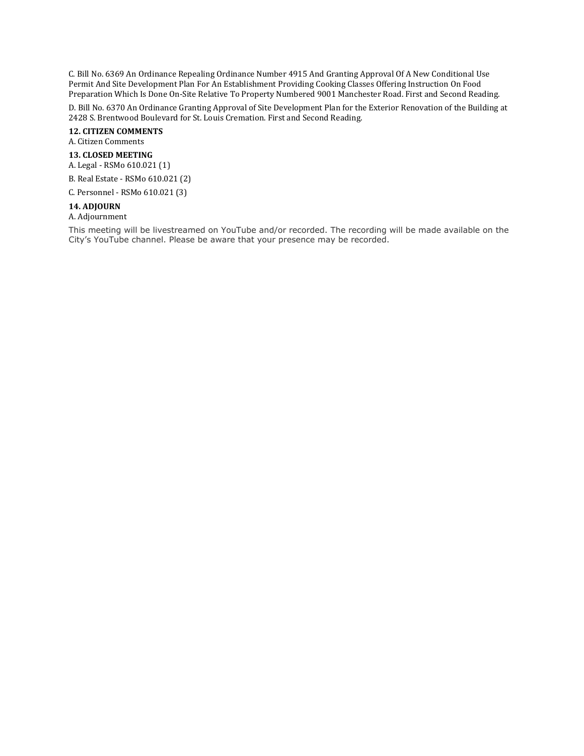C. Bill No. 6369 An Ordinance Repealing Ordinance Number 4915 And Granting Approval Of A New Conditional Use Permit And Site Development Plan For An Establishment Providing Cooking Classes Offering Instruction On Food Preparation Which Is Done On-Site Relative To Property Numbered 9001 Manchester Road. First and Second Reading.

D. Bill No. 6370 An Ordinance Granting Approval of Site Development Plan for the Exterior Renovation of the Building at 2428 S. Brentwood Boulevard for St. Louis Cremation. First and Second Reading.

**12. CITIZEN COMMENTS**

A. Citizen Comments

**13. CLOSED MEETING**

A. Legal - RSMo 610.021 (1)

B. Real Estate - RSMo 610.021 (2)

C. Personnel - RSMo 610.021 (3)

**14. ADJOURN**

A. Adjournment

This meeting will be livestreamed on YouTube and/or recorded. The recording will be made available on the City's YouTube channel. Please be aware that your presence may be recorded.